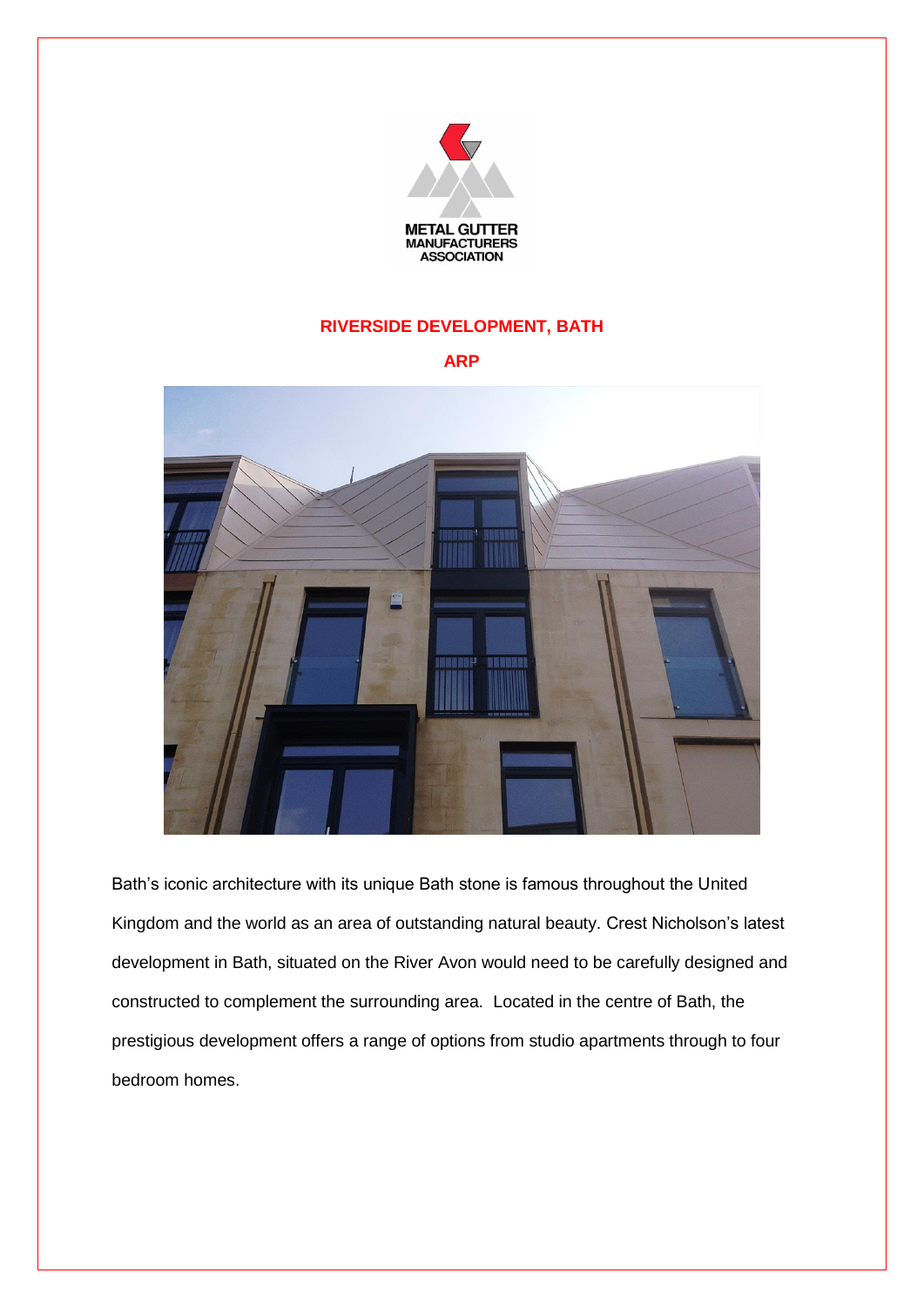METAL GUTTER MANUFACTURERS ASSOCIATION

# RIVERSIDE DEVELOPMENT, BATH

## ARP

Bath's iconic architecture with its unique Bath stone is famous throughout the United Kingdom and the world as an area of outstanding natural beauty. Crest Nicholson's latest development in Bath, situated on the River Avon would need to be carefully designed and constructed to complement the surrounding area. Located in the centre of Bath, the prestigious development offers a range of options from studio apartments through to four bedroom homes.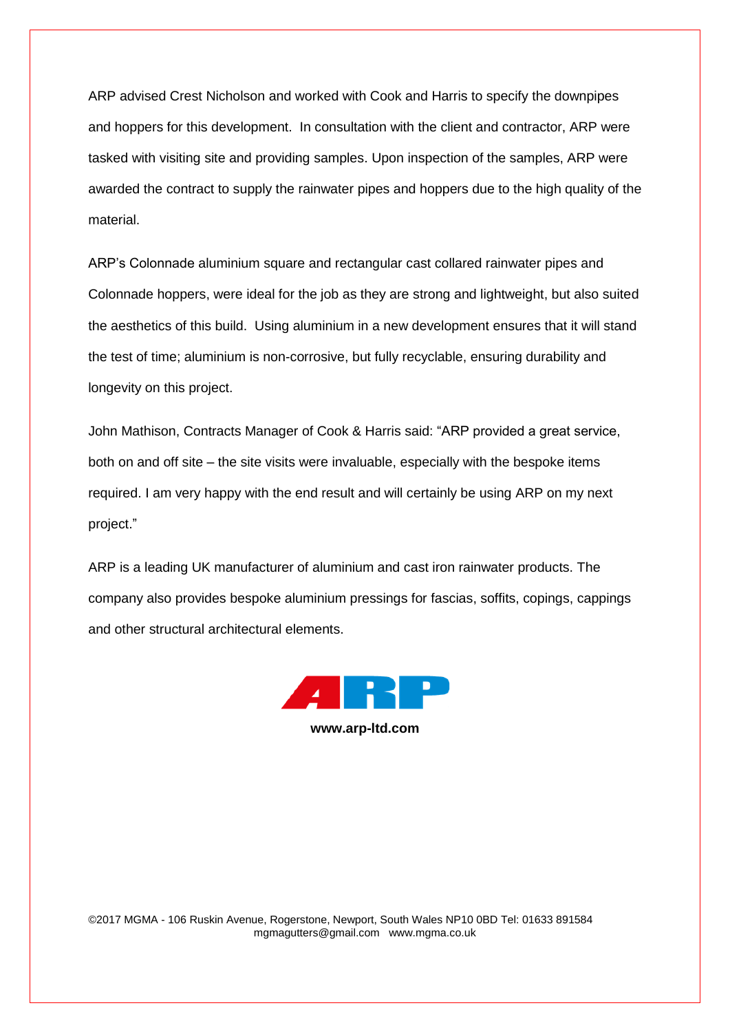ARP advised Crest Nicholson and worked with Cook and Harris to specify the downpipes and hoppers for this development. In consultation with the client and contractor, ARP were tasked with visiting site and providing samples. Upon inspection of the samples, ARP were awarded the contract to supply the rainwater pipes and hoppers due to the high quality of the material.

ARP's Colonnade aluminium square and rectangular cast collared rainwater pipes and Colonnade hoppers, were ideal for the job as they are strong and lightweight, but also suited the aesthetics of this build. Using aluminium in a new development ensures that it will stand the test of time; aluminium is non-corrosive, but fully recyclable, ensuring durability and longevity on this project.

John Mathison, Contracts Manager of Cook & Harris said: "ARP provided a great service, both on and off site – the site visits were invaluable, especially with the bespoke items required. I am very happy with the end result and will certainly be using ARP on my next project."

ARP is a leading UK manufacturer of aluminium and cast iron rainwater products. The company also provides bespoke aluminium pressings for fascias, soffits, copings, cappings and other structural architectural elements.

ARP

**www.arp-ltd.com**

©2017 MGMA - 106 Ruskin Avenue, Rogerstone, Newport, South Wales NP10 0BD Tel: 01633 891584 mgmagutters@gmail.com www.mgma.co.uk